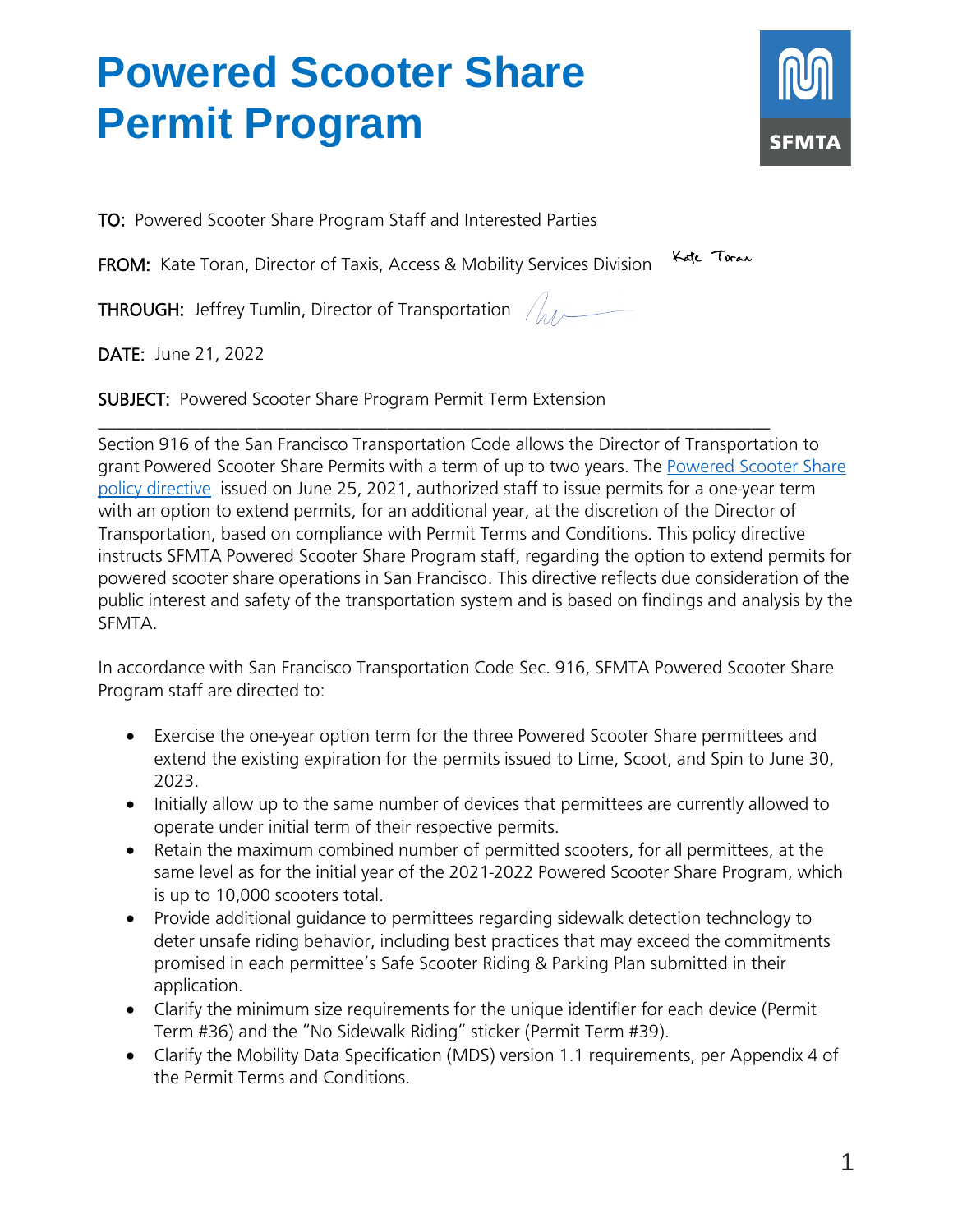# Powered Scooter Share Permit Program

**TO:** Powered Scooter Share Program Staff and Interested Parties

**FROM:** Kate Toran, Director of Taxis, Access & Mobility Services Division

**THROUGH:** Jeffrey Tumlin, Director of Transportation

**DATE:** June 21, 2022

**SUBJECT:** Powered Scooter Share Program Permit Term Extension

---

Section 916 of the San Francisco Transportation Code allows the Director of Transportation to grant Powered Scooter Share Permits with a term of up to two years. The [Powered Scooter Share policy directive](#) issued on June 25, 2021, authorized staff to issue permits for a one-year term with an option to extend permits, for an additional year, at the discretion of the Director of Transportation, based on compliance with Permit Terms and Conditions. This policy directive instructs SFMTA Powered Scooter Share Program staff, regarding the option to extend permits for powered scooter share operations in San Francisco. This directive reflects due consideration of the public interest and safety of the transportation system and is based on findings and analysis by the SFMTA.

In accordance with San Francisco Transportation Code Sec. 916, SFMTA Powered Scooter Share Program staff are directed to:

- Exercise the one-year option term for the three Powered Scooter Share permittees and extend the existing expiration for the permits issued to Lime, Scoot, and Spin to June 30, 2023.
- Initially allow up to the same number of devices that permittees are currently allowed to operate under initial term of their respective permits.
- Retain the maximum combined number of permitted scooters, for all permittees, at the same level as for the initial year of the 2021-2022 Powered Scooter Share Program, which is up to 10,000 scooters total.
- Provide additional guidance to permittees regarding sidewalk detection technology to deter unsafe riding behavior, including best practices that may exceed the commitments promised in each permittee's Safe Scooter Riding & Parking Plan submitted in their application.
- Clarify the minimum size requirements for the unique identifier for each device (Permit Term #36) and the "No Sidewalk Riding" sticker (Permit Term #39).
- Clarify the Mobility Data Specification (MDS) version 1.1 requirements, per Appendix 4 of the Permit Terms and Conditions.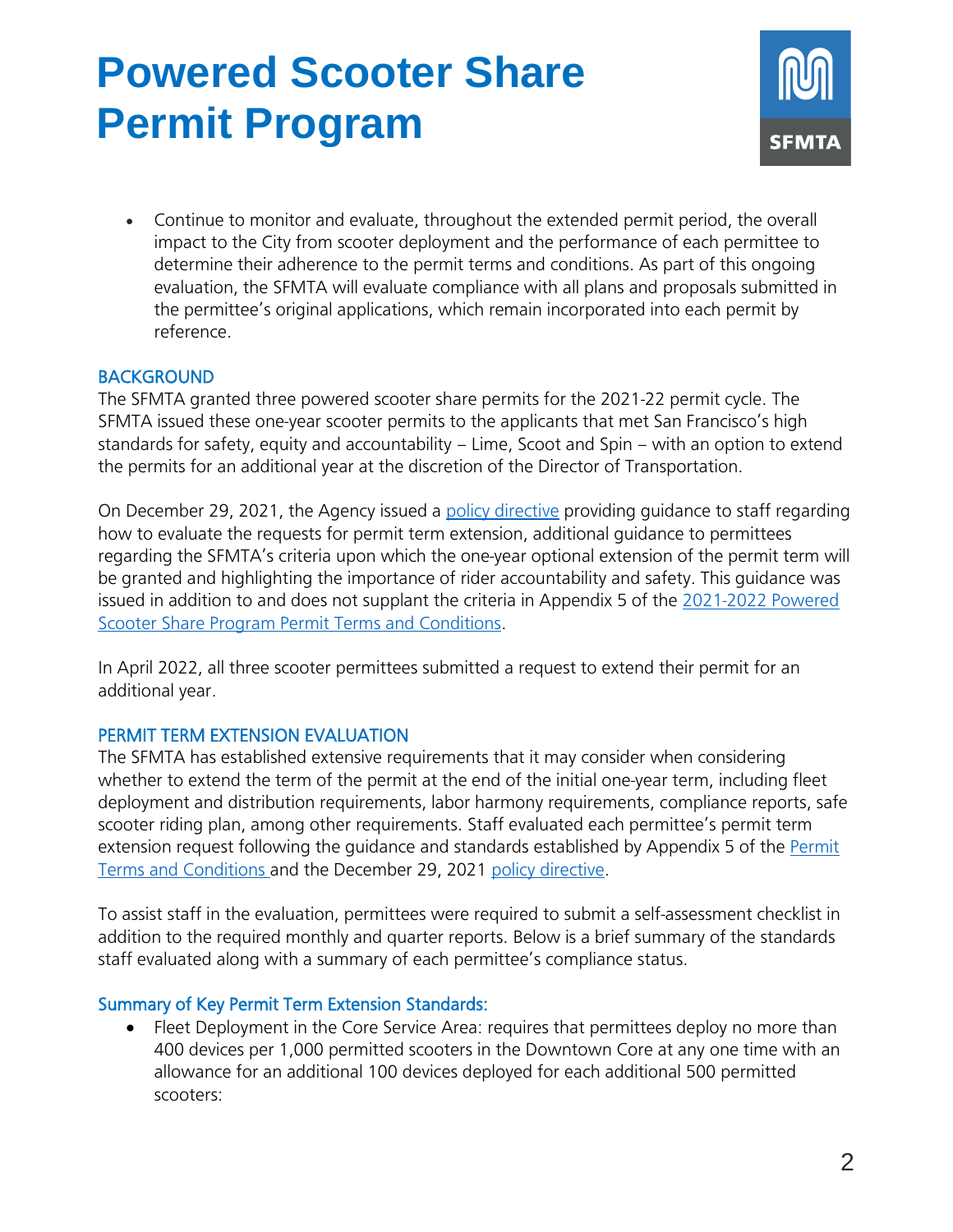- Continue to monitor and evaluate, throughout the extended permit period, the overall impact to the City from scooter deployment and the performance of each permittee to determine their adherence to the permit terms and conditions. As part of this ongoing evaluation, the SFMTA will evaluate compliance with all plans and proposals submitted in the permittee's original applications, which remain incorporated into each permit by reference.

## BACKGROUND

The SFMTA granted three powered scooter share permits for the 2021-22 permit cycle. The SFMTA issued these one-year scooter permits to the applicants that met San Francisco's high standards for safety, equity and accountability – Lime, Scoot and Spin – with an option to extend the permits for an additional year at the discretion of the Director of Transportation.

On December 29, 2021, the Agency issued a policy directive providing guidance to staff regarding how to evaluate the requests for permit term extension, additional guidance to permittees regarding the SFMTA's criteria upon which the one-year optional extension of the permit term will be granted and highlighting the importance of rider accountability and safety. This guidance was issued in addition to and does not supplant the criteria in Appendix 5 of the 2021-2022 Powered Scooter Share Program Permit Terms and Conditions.

In April 2022, all three scooter permittees submitted a request to extend their permit for an additional year.

## PERMIT TERM EXTENSION EVALUATION

The SFMTA has established extensive requirements that it may consider when considering whether to extend the term of the permit at the end of the initial one-year term, including fleet deployment and distribution requirements, labor harmony requirements, compliance reports, safe scooter riding plan, among other requirements. Staff evaluated each permittee's permit term extension request following the guidance and standards established by Appendix 5 of the Permit Terms and Conditions and the December 29, 2021 policy directive.

To assist staff in the evaluation, permittees were required to submit a self-assessment checklist in addition to the required monthly and quarter reports. Below is a brief summary of the standards staff evaluated along with a summary of each permittee's compliance status.

### Summary of Key Permit Term Extension Standards:

- Fleet Deployment in the Core Service Area: requires that permittees deploy no more than 400 devices per 1,000 permitted scooters in the Downtown Core at any one time with an allowance for an additional 100 devices deployed for each additional 500 permitted scooters: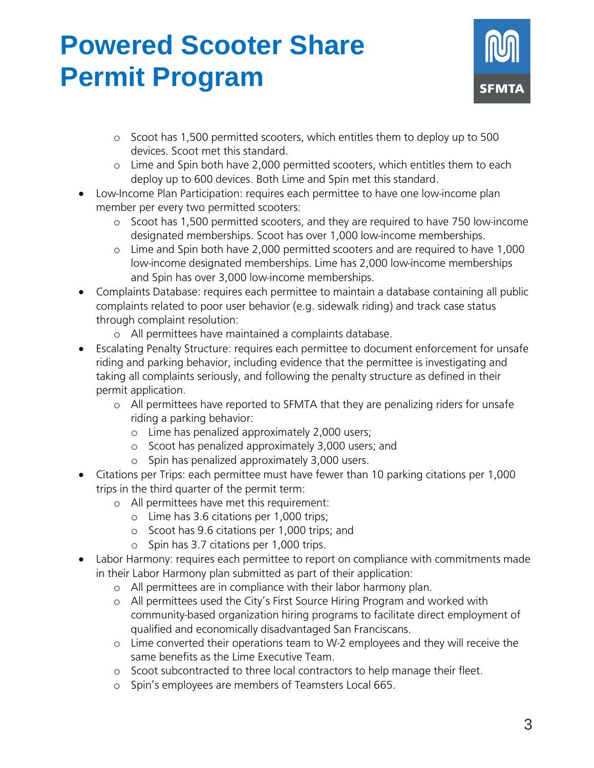- Scoot has 1,500 permitted scooters, which entitles them to deploy up to 500 devices. Scoot met this standard.
- Lime and Spin both have 2,000 permitted scooters, which entitles them to each deploy up to 600 devices. Both Lime and Spin met this standard.

- Low-Income Plan Participation: requires each permittee to have one low-income plan member per every two permitted scooters:
  - Scoot has 1,500 permitted scooters, and they are required to have 750 low-income designated memberships. Scoot has over 1,000 low-income memberships.
  - Lime and Spin both have 2,000 permitted scooters and are required to have 1,000 low-income designated memberships. Lime has 2,000 low-income memberships and Spin has over 3,000 low-income memberships.
- Complaints Database: requires each permittee to maintain a database containing all public complaints related to poor user behavior (e.g. sidewalk riding) and track case status through complaint resolution:
  - All permittees have maintained a complaints database.
- Escalating Penalty Structure: requires each permittee to document enforcement for unsafe riding and parking behavior, including evidence that the permittee is investigating and taking all complaints seriously, and following the penalty structure as defined in their permit application.
  - All permittees have reported to SFMTA that they are penalizing riders for unsafe riding a parking behavior:
    - Lime has penalized approximately 2,000 users;
    - Scoot has penalized approximately 3,000 users; and
    - Spin has penalized approximately 3,000 users.
- Citations per Trips: each permittee must have fewer than 10 parking citations per 1,000 trips in the third quarter of the permit term:
  - All permittees have met this requirement:
    - Lime has 3.6 citations per 1,000 trips;
    - Scoot has 9.6 citations per 1,000 trips; and
    - Spin has 3.7 citations per 1,000 trips.
- Labor Harmony: requires each permittee to report on compliance with commitments made in their Labor Harmony plan submitted as part of their application:
  - All permittees are in compliance with their labor harmony plan.
  - All permittees used the City's First Source Hiring Program and worked with community-based organization hiring programs to facilitate direct employment of qualified and economically disadvantaged San Franciscans.
  - Lime converted their operations team to W-2 employees and they will receive the same benefits as the Lime Executive Team.
  - Scoot subcontracted to three local contractors to help manage their fleet.
  - Spin's employees are members of Teamsters Local 665.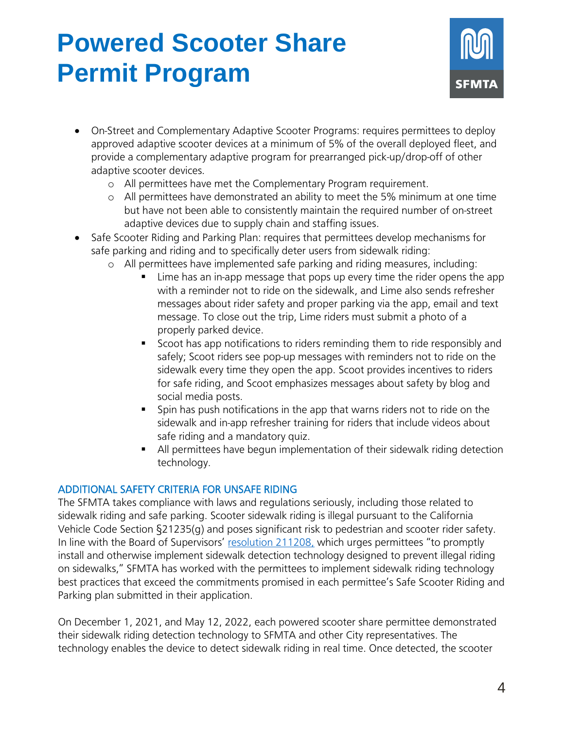- On-Street and Complementary Adaptive Scooter Programs: requires permittees to deploy approved adaptive scooter devices at a minimum of 5% of the overall deployed fleet, and provide a complementary adaptive program for prearranged pick-up/drop-off of other adaptive scooter devices.
    - All permittees have met the Complementary Program requirement.
    - All permittees have demonstrated an ability to meet the 5% minimum at one time but have not been able to consistently maintain the required number of on-street adaptive devices due to supply chain and staffing issues.
- Safe Scooter Riding and Parking Plan: requires that permittees develop mechanisms for safe parking and riding and to specifically deter users from sidewalk riding:
    - All permittees have implemented safe parking and riding measures, including:
        - Lime has an in-app message that pops up every time the rider opens the app with a reminder not to ride on the sidewalk, and Lime also sends refresher messages about rider safety and proper parking via the app, email and text message. To close out the trip, Lime riders must submit a photo of a properly parked device.
        - Scoot has app notifications to riders reminding them to ride responsibly and safely; Scoot riders see pop-up messages with reminders not to ride on the sidewalk every time they open the app. Scoot provides incentives to riders for safe riding, and Scoot emphasizes messages about safety by blog and social media posts.
        - Spin has push notifications in the app that warns riders not to ride on the sidewalk and in-app refresher training for riders that include videos about safe riding and a mandatory quiz.
        - All permittees have begun implementation of their sidewalk riding detection technology.

## ADDITIONAL SAFETY CRITERIA FOR UNSAFE RIDING

The SFMTA takes compliance with laws and regulations seriously, including those related to sidewalk riding and safe parking. Scooter sidewalk riding is illegal pursuant to the California Vehicle Code Section §21235(g) and poses significant risk to pedestrian and scooter rider safety. In line with the Board of Supervisors' resolution 211208, which urges permittees "to promptly install and otherwise implement sidewalk detection technology designed to prevent illegal riding on sidewalks," SFMTA has worked with the permittees to implement sidewalk riding technology best practices that exceed the commitments promised in each permittee's Safe Scooter Riding and Parking plan submitted in their application.

On December 1, 2021, and May 12, 2022, each powered scooter share permittee demonstrated their sidewalk riding detection technology to SFMTA and other City representatives. The technology enables the device to detect sidewalk riding in real time. Once detected, the scooter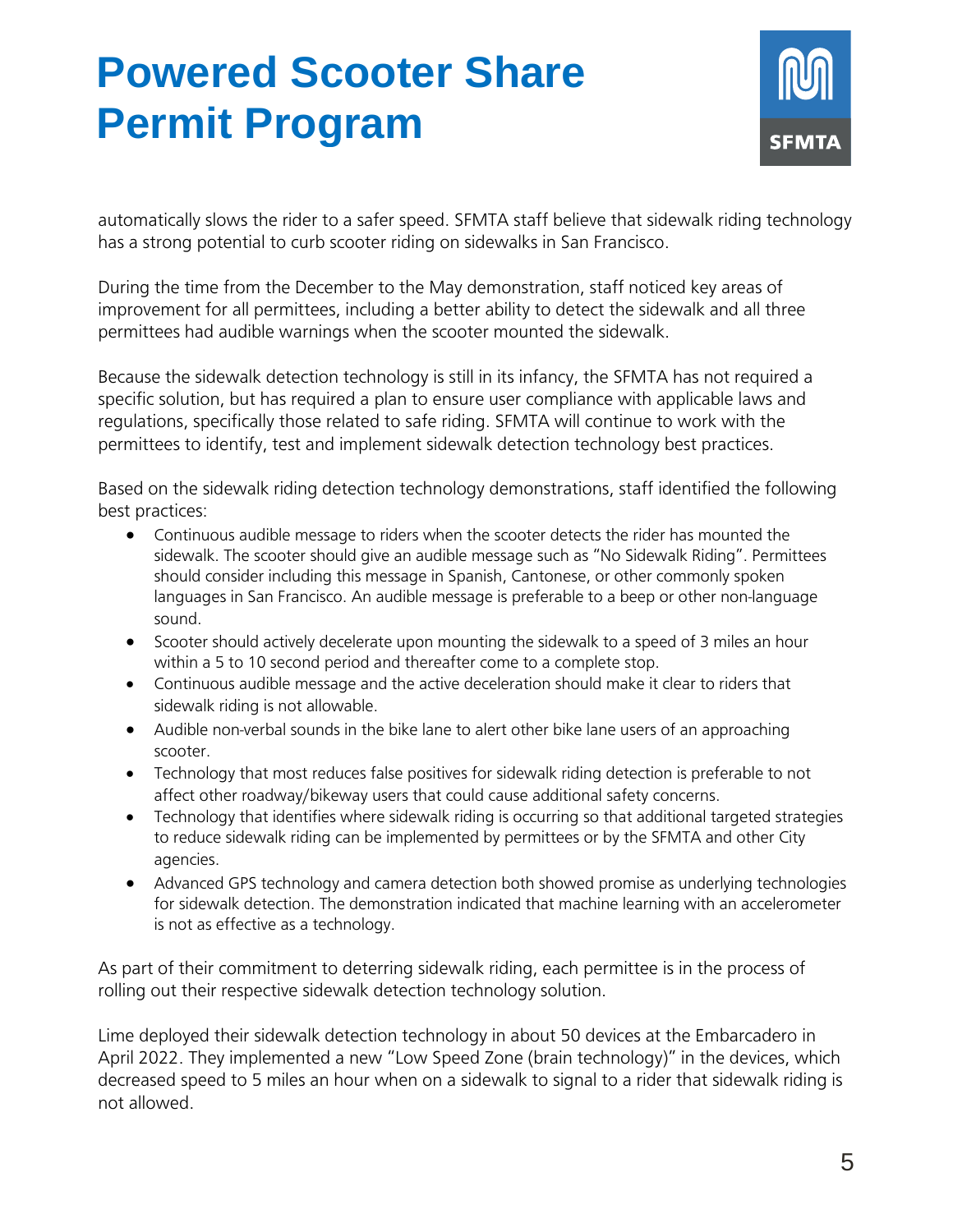automatically slows the rider to a safer speed. SFMTA staff believe that sidewalk riding technology has a strong potential to curb scooter riding on sidewalks in San Francisco.

During the time from the December to the May demonstration, staff noticed key areas of improvement for all permittees, including a better ability to detect the sidewalk and all three permittees had audible warnings when the scooter mounted the sidewalk.

Because the sidewalk detection technology is still in its infancy, the SFMTA has not required a specific solution, but has required a plan to ensure user compliance with applicable laws and regulations, specifically those related to safe riding. SFMTA will continue to work with the permittees to identify, test and implement sidewalk detection technology best practices.

Based on the sidewalk riding detection technology demonstrations, staff identified the following best practices:

- Continuous audible message to riders when the scooter detects the rider has mounted the sidewalk. The scooter should give an audible message such as "No Sidewalk Riding". Permittees should consider including this message in Spanish, Cantonese, or other commonly spoken languages in San Francisco. An audible message is preferable to a beep or other non-language sound.
- Scooter should actively decelerate upon mounting the sidewalk to a speed of 3 miles an hour within a 5 to 10 second period and thereafter come to a complete stop.
- Continuous audible message and the active deceleration should make it clear to riders that sidewalk riding is not allowable.
- Audible non-verbal sounds in the bike lane to alert other bike lane users of an approaching scooter.
- Technology that most reduces false positives for sidewalk riding detection is preferable to not affect other roadway/bikeway users that could cause additional safety concerns.
- Technology that identifies where sidewalk riding is occurring so that additional targeted strategies to reduce sidewalk riding can be implemented by permittees or by the SFMTA and other City agencies.
- Advanced GPS technology and camera detection both showed promise as underlying technologies for sidewalk detection. The demonstration indicated that machine learning with an accelerometer is not as effective as a technology.

As part of their commitment to deterring sidewalk riding, each permittee is in the process of rolling out their respective sidewalk detection technology solution.

Lime deployed their sidewalk detection technology in about 50 devices at the Embarcadero in April 2022. They implemented a new "Low Speed Zone (brain technology)" in the devices, which decreased speed to 5 miles an hour when on a sidewalk to signal to a rider that sidewalk riding is not allowed.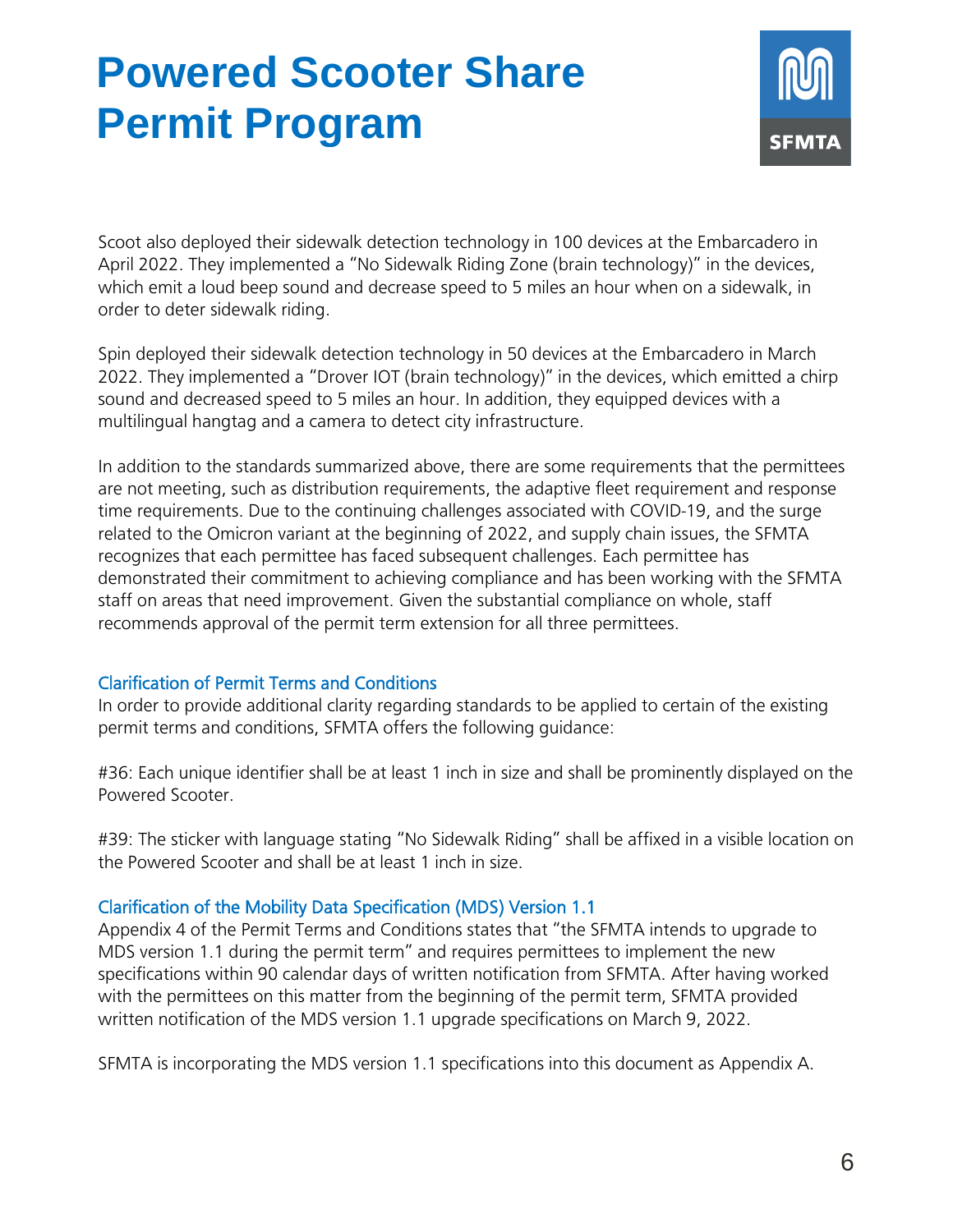Scoot also deployed their sidewalk detection technology in 100 devices at the Embarcadero in April 2022. They implemented a "No Sidewalk Riding Zone (brain technology)" in the devices, which emit a loud beep sound and decrease speed to 5 miles an hour when on a sidewalk, in order to deter sidewalk riding.

Spin deployed their sidewalk detection technology in 50 devices at the Embarcadero in March 2022. They implemented a "Drover IOT (brain technology)" in the devices, which emitted a chirp sound and decreased speed to 5 miles an hour. In addition, they equipped devices with a multilingual hangtag and a camera to detect city infrastructure.

In addition to the standards summarized above, there are some requirements that the permittees are not meeting, such as distribution requirements, the adaptive fleet requirement and response time requirements. Due to the continuing challenges associated with COVID-19, and the surge related to the Omicron variant at the beginning of 2022, and supply chain issues, the SFMTA recognizes that each permittee has faced subsequent challenges. Each permittee has demonstrated their commitment to achieving compliance and has been working with the SFMTA staff on areas that need improvement. Given the substantial compliance on whole, staff recommends approval of the permit term extension for all three permittees.

### Clarification of Permit Terms and Conditions

In order to provide additional clarity regarding standards to be applied to certain of the existing permit terms and conditions, SFMTA offers the following guidance:

#36: Each unique identifier shall be at least 1 inch in size and shall be prominently displayed on the Powered Scooter.

#39: The sticker with language stating "No Sidewalk Riding" shall be affixed in a visible location on the Powered Scooter and shall be at least 1 inch in size.

### Clarification of the Mobility Data Specification (MDS) Version 1.1

Appendix 4 of the Permit Terms and Conditions states that "the SFMTA intends to upgrade to MDS version 1.1 during the permit term" and requires permittees to implement the new specifications within 90 calendar days of written notification from SFMTA. After having worked with the permittees on this matter from the beginning of the permit term, SFMTA provided written notification of the MDS version 1.1 upgrade specifications on March 9, 2022.

SFMTA is incorporating the MDS version 1.1 specifications into this document as Appendix A.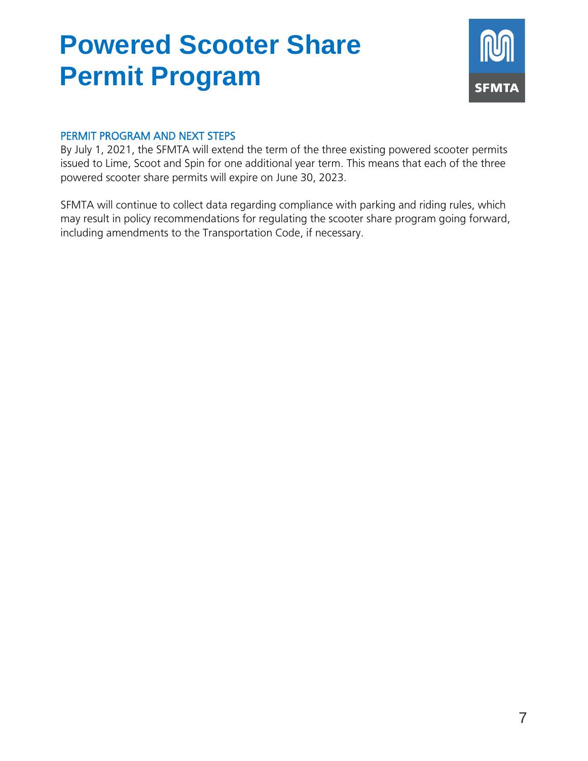# Powered Scooter Share Permit Program

## PERMIT PROGRAM AND NEXT STEPS

By July 1, 2021, the SFMTA will extend the term of the three existing powered scooter permits issued to Lime, Scoot and Spin for one additional year term. This means that each of the three powered scooter share permits will expire on June 30, 2023.

SFMTA will continue to collect data regarding compliance with parking and riding rules, which may result in policy recommendations for regulating the scooter share program going forward, including amendments to the Transportation Code, if necessary.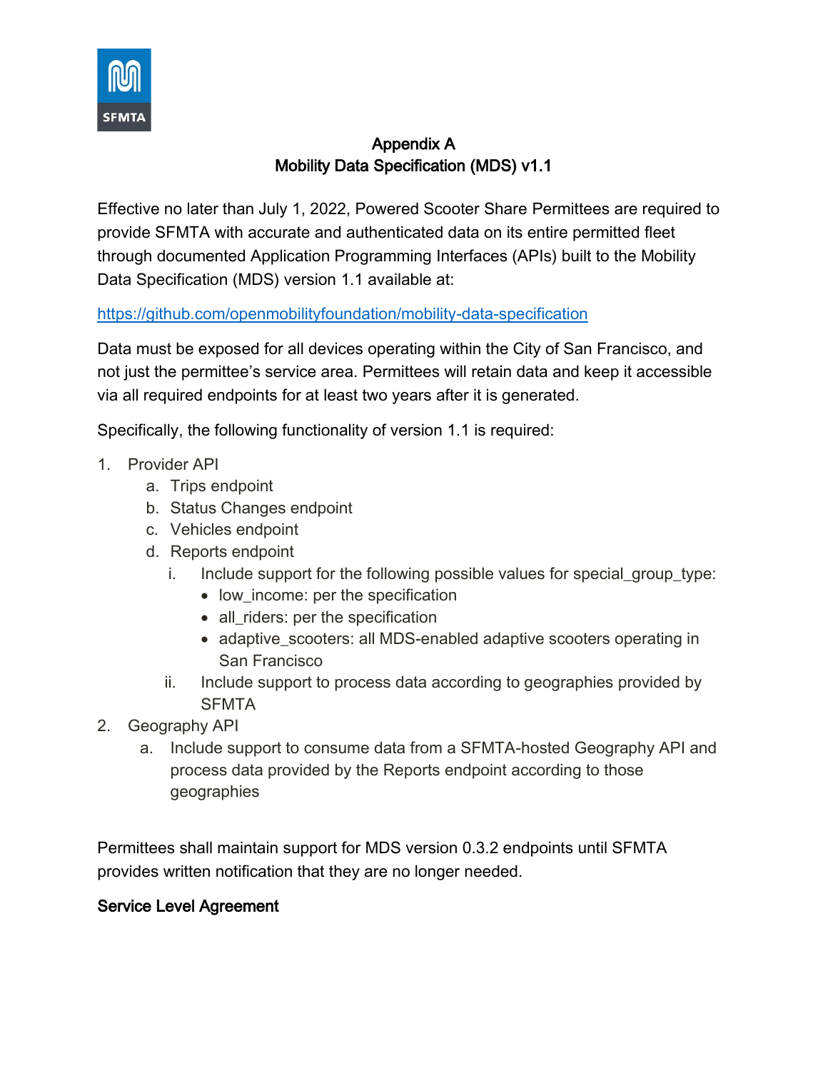# Appendix A
## Mobility Data Specification (MDS) v1.1

Effective no later than July 1, 2022, Powered Scooter Share Permittees are required to provide SFMTA with accurate and authenticated data on its entire permitted fleet through documented Application Programming Interfaces (APIs) built to the Mobility Data Specification (MDS) version 1.1 available at:

https://github.com/openmobilityfoundation/mobility-data-specification

Data must be exposed for all devices operating within the City of San Francisco, and not just the permittee's service area. Permittees will retain data and keep it accessible via all required endpoints for at least two years after it is generated.

Specifically, the following functionality of version 1.1 is required:

1. Provider API
    a. Trips endpoint
    b. Status Changes endpoint
    c. Vehicles endpoint
    d. Reports endpoint
        i. Include support for the following possible values for special_group_type:
            - low_income: per the specification
            - all_riders: per the specification
            - adaptive_scooters: all MDS-enabled adaptive scooters operating in San Francisco
        ii. Include support to process data according to geographies provided by SFMTA
2. Geography API
    a. Include support to consume data from a SFMTA-hosted Geography API and process data provided by the Reports endpoint according to those geographies

Permittees shall maintain support for MDS version 0.3.2 endpoints until SFMTA provides written notification that they are no longer needed.

### Service Level Agreement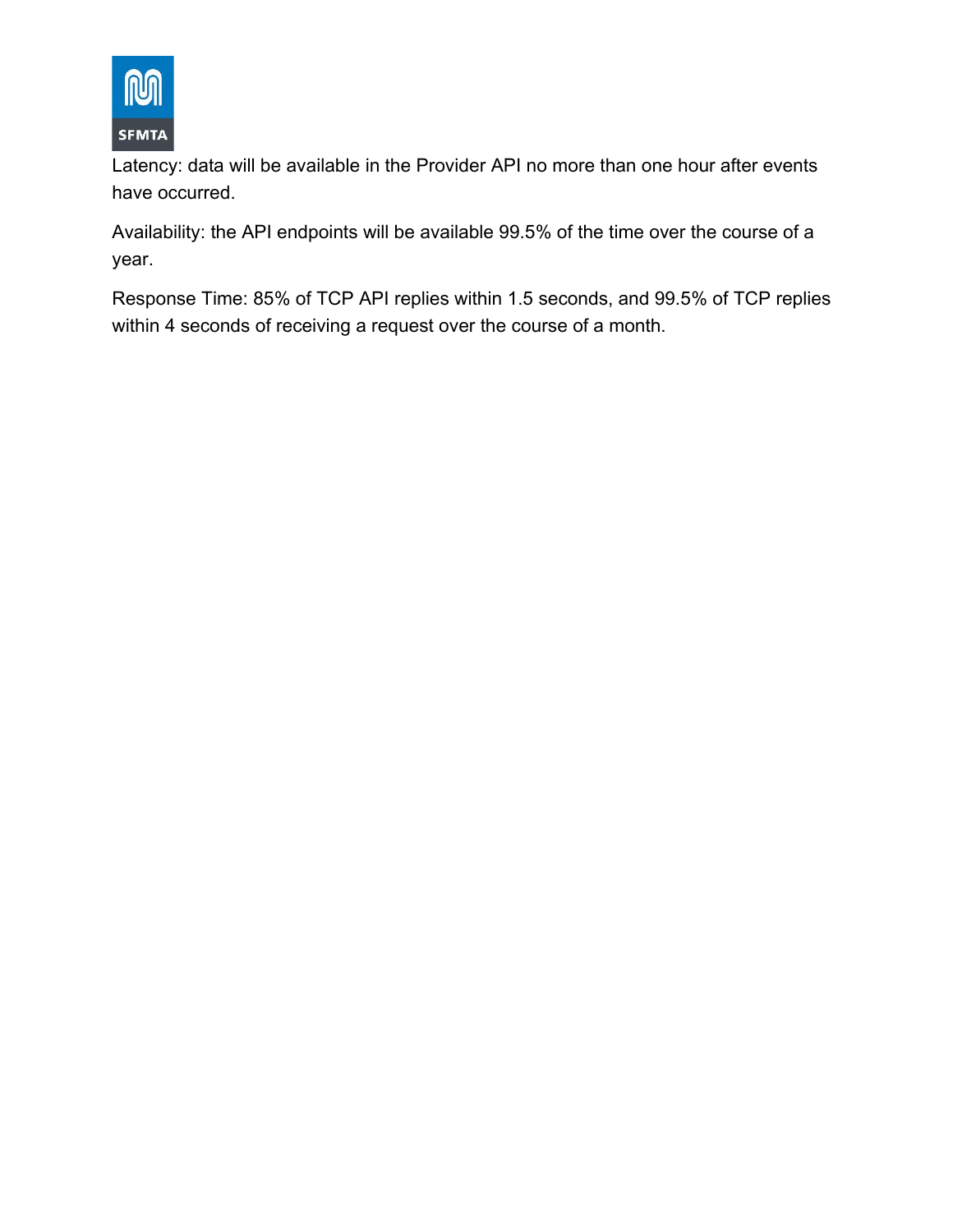Latency: data will be available in the Provider API no more than one hour after events have occurred.

Availability: the API endpoints will be available 99.5% of the time over the course of a year.

Response Time: 85% of TCP API replies within 1.5 seconds, and 99.5% of TCP replies within 4 seconds of receiving a request over the course of a month.